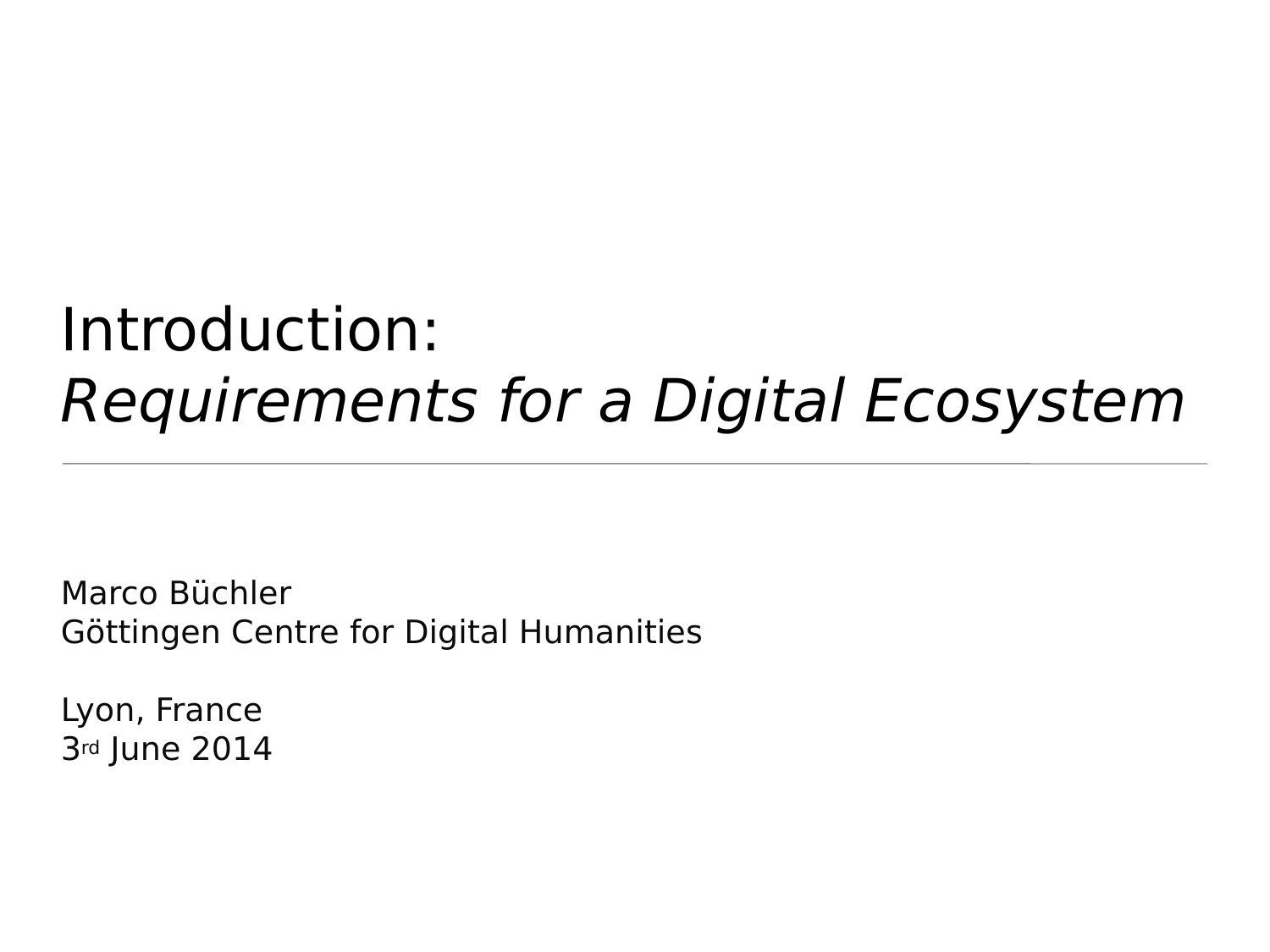# Introduction:
# *Requirements for a Digital Ecosystem*

---

Marco Büchler
Göttingen Centre for Digital Humanities

Lyon, France
3rd June 2014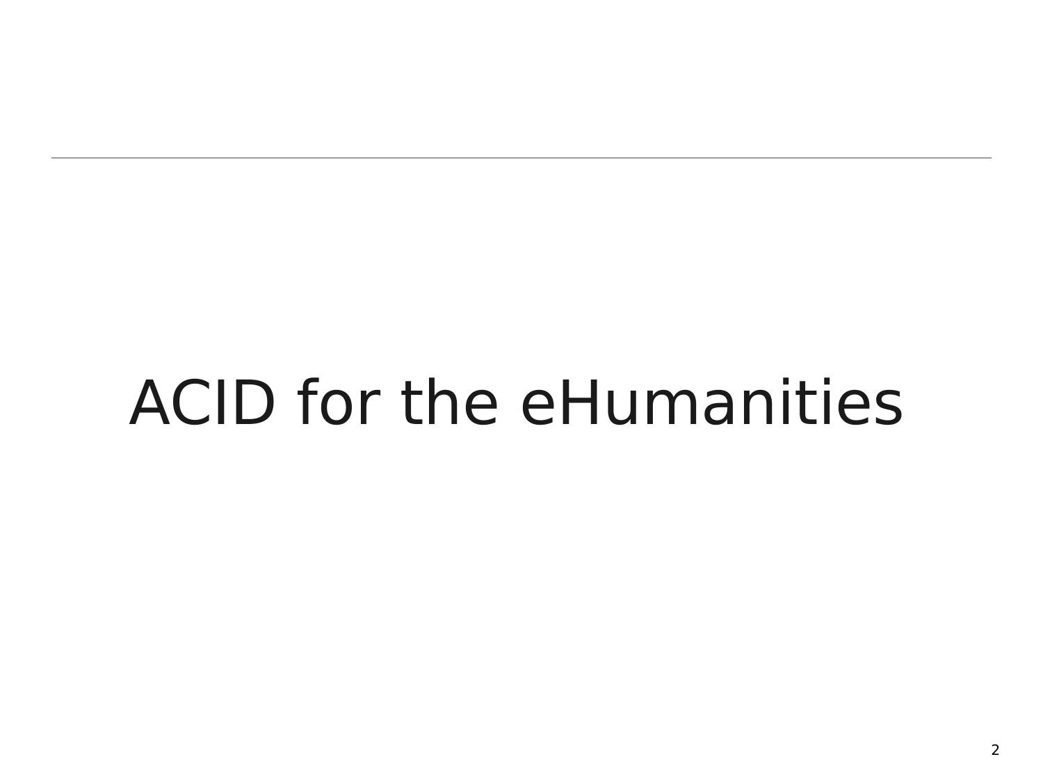# ACID for the eHumanities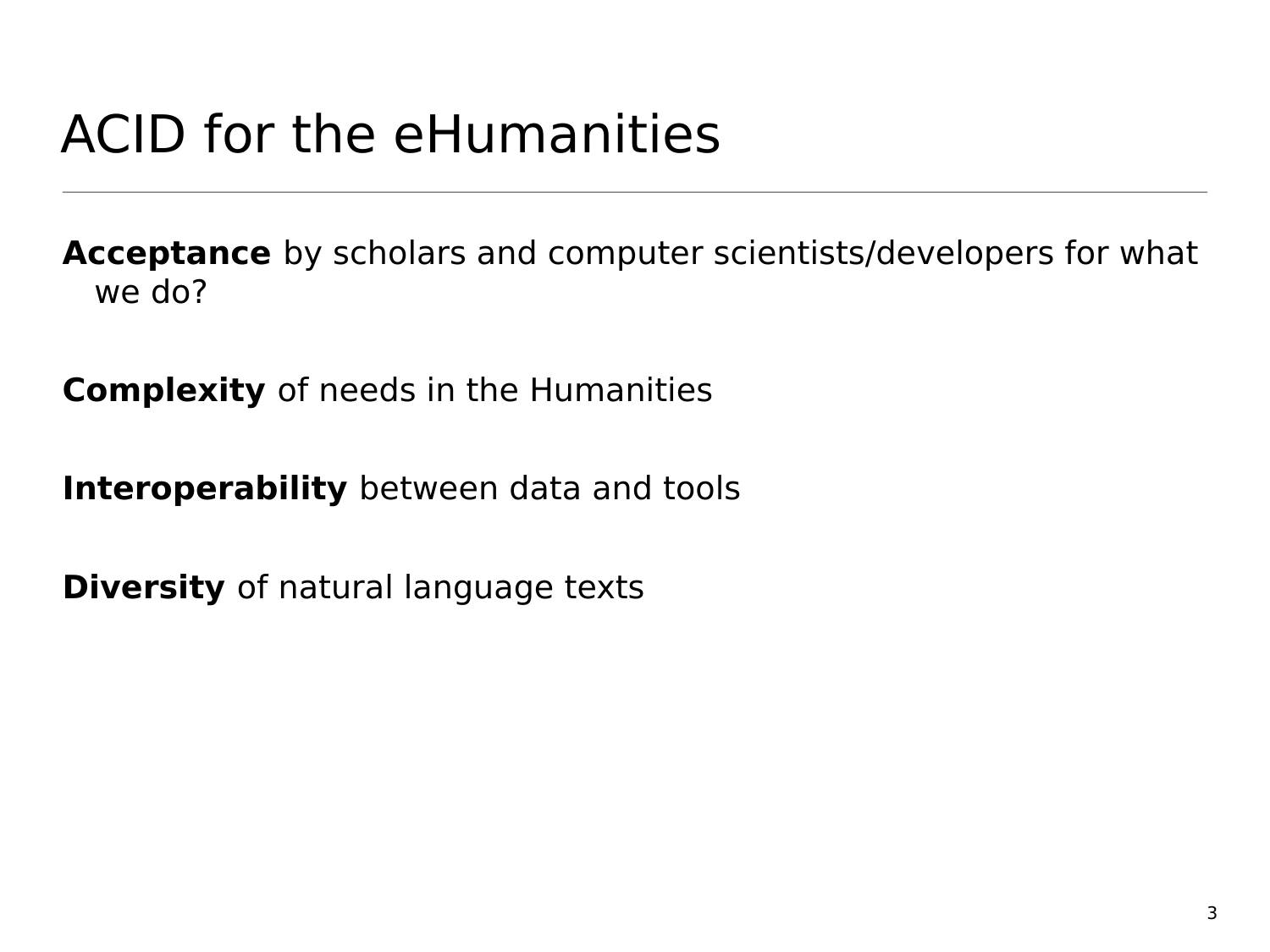# ACID for the eHumanities

**Acceptance** by scholars and computer scientists/developers for what we do?

**Complexity** of needs in the Humanities

**Interoperability** between data and tools

**Diversity** of natural language texts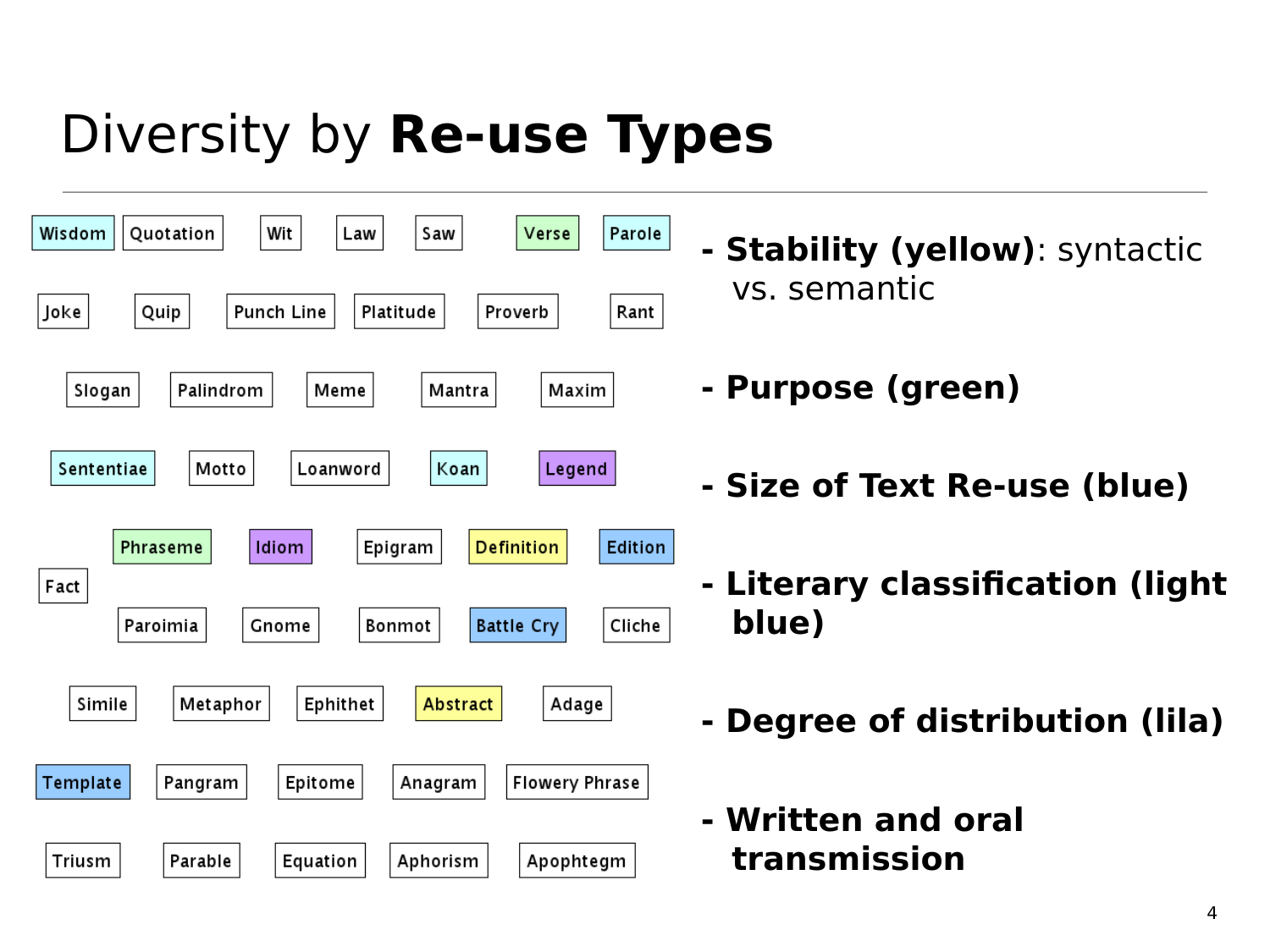# Diversity by **Re-use Types**

Wisdom | Quotation | Wit | Law | Saw | Verse | Parole

Joke | Quip | Punch Line | Platitude | Proverb | Rant

Slogan | Palindrom | Meme | Mantra | Maxim

Sententiae | Motto | Loanword | Koan | Legend

Phraseme | Idiom | Epigram | Definition | Edition

Fact

Paroimia | Gnome | Bonmot | Battle Cry | Cliche

Simile | Metaphor | Ephithet | Abstract | Adage

Template | Pangram | Epitome | Anagram | Flowery Phrase

Triusm | Parable | Equation | Aphorism | Apophtegm

- **Stability (yellow)**: syntactic vs. semantic
- **Purpose (green)**
- **Size of Text Re-use (blue)**
- **Literary classification (light blue)**
- **Degree of distribution (lila)**
- **Written and oral transmission**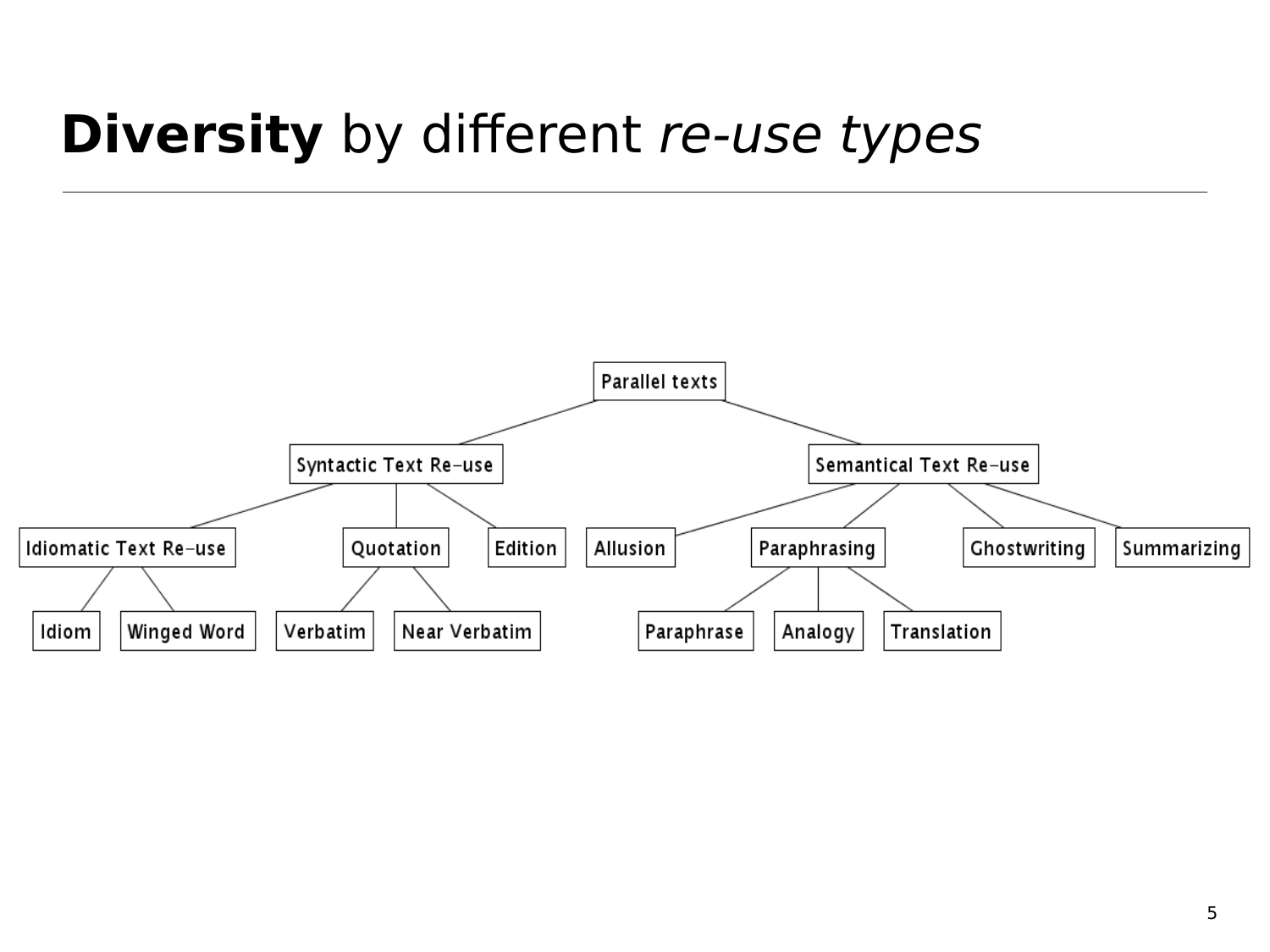# **Diversity** by different *re-use types*

- Parallel texts
  - Syntactic Text Re-use
    - Idiomatic Text Re-use
      - Idiom
      - Winged Word
    - Quotation
      - Verbatim
      - Near Verbatim
    - Edition
  - Semantical Text Re-use
    - Allusion
    - Paraphrasing
      - Paraphrase
      - Analogy
      - Translation
    - Ghostwriting
    - Summarizing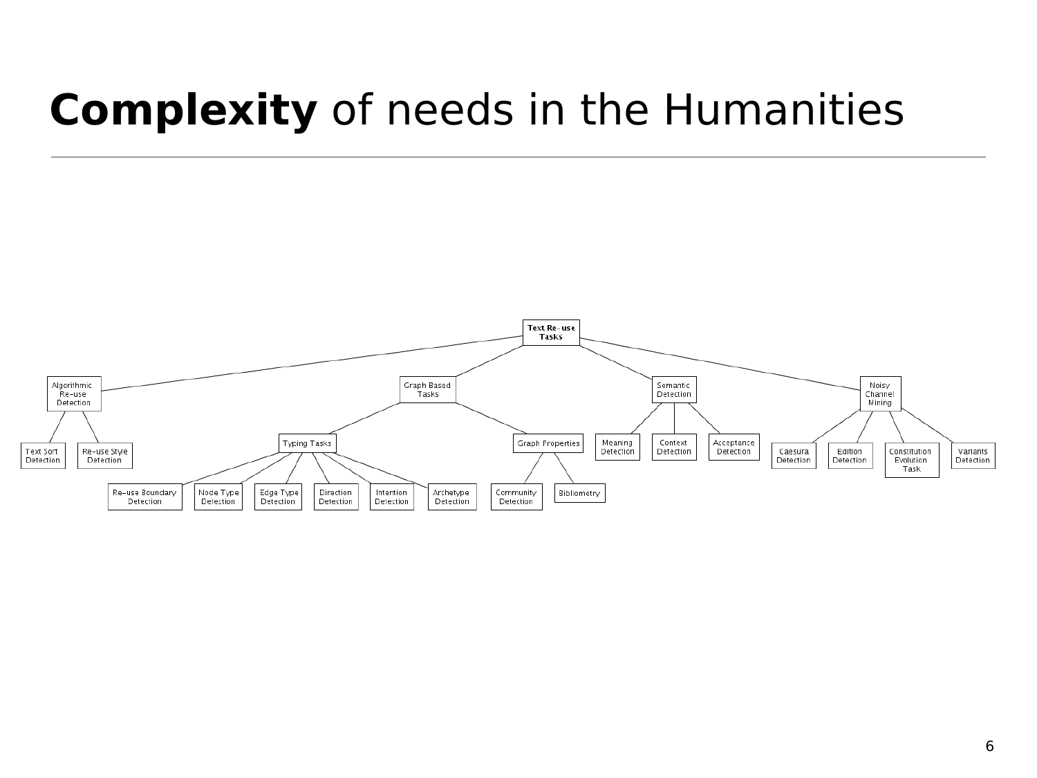# **Complexity** of needs in the Humanities

- Text Re-use Tasks
  - Algorithmic Re–use Detection
    - Text Sort Detection
    - Re–use Style Detection
  - Graph Based Tasks
    - Typing Tasks
      - Re–use Boundary Detection
      - Node Type Detection
      - Edge Type Detection
      - Direction Detection
      - Intention Detection
      - Archetype Detection
    - Graph Properties
      - Community Detection
      - Bibliometry
  - Semantic Detection
    - Meaning Detection
    - Context Detection
    - Acceptance Detection
  - Noisy Channel Mining
    - Caesura Detection
    - Edition Detection
    - Constitution Evolution Task
    - Variants Detection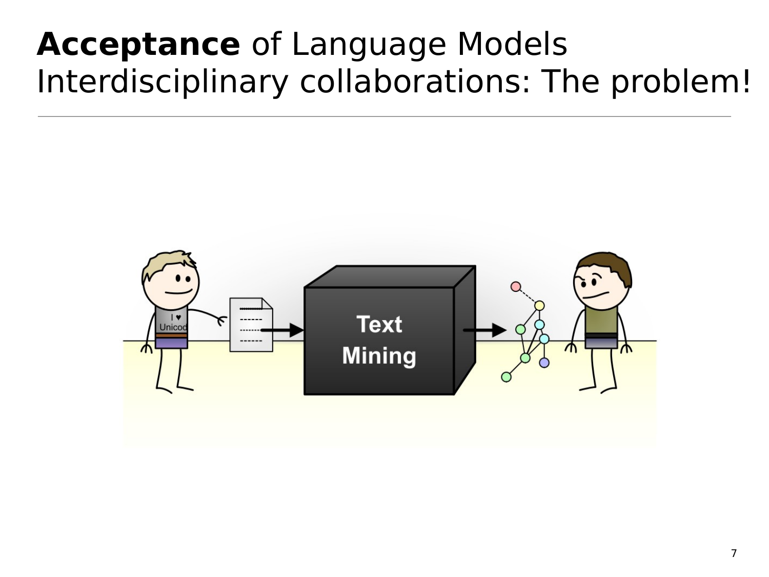# **Acceptance** of Language Models
## Interdisciplinary collaborations: The problem!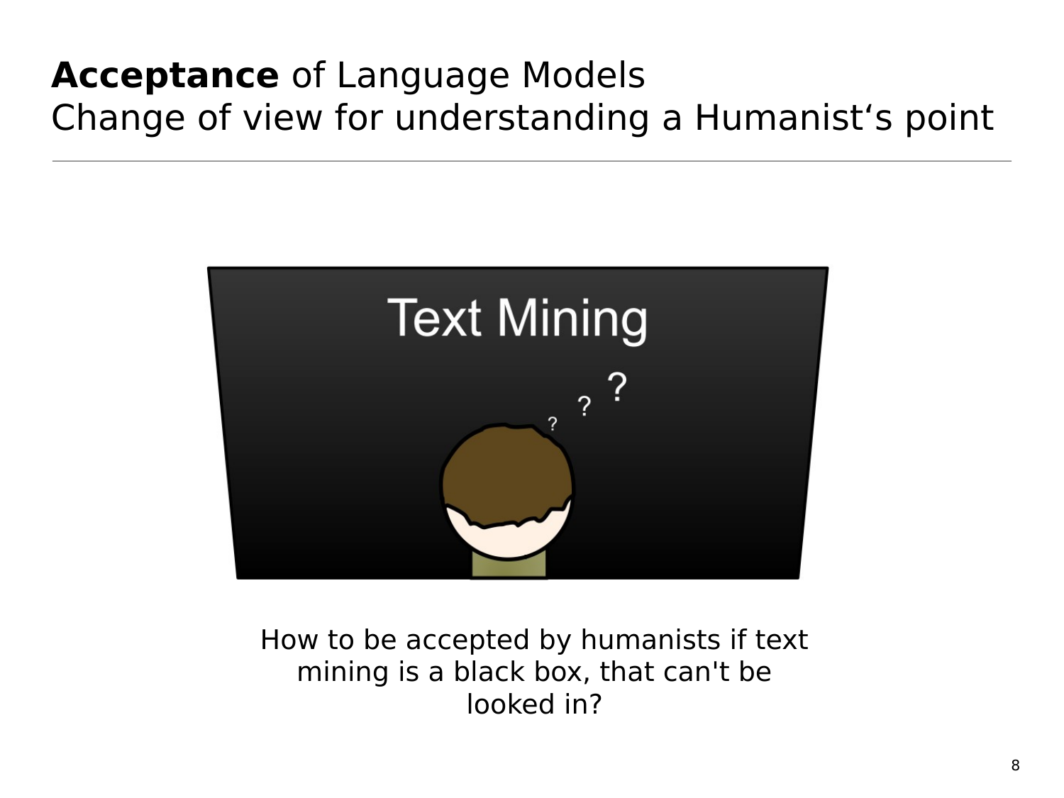# **Acceptance** of Language Models
Change of view for understanding a Humanist‘s point

Text Mining

How to be accepted by humanists if text mining is a black box, that can't be looked in?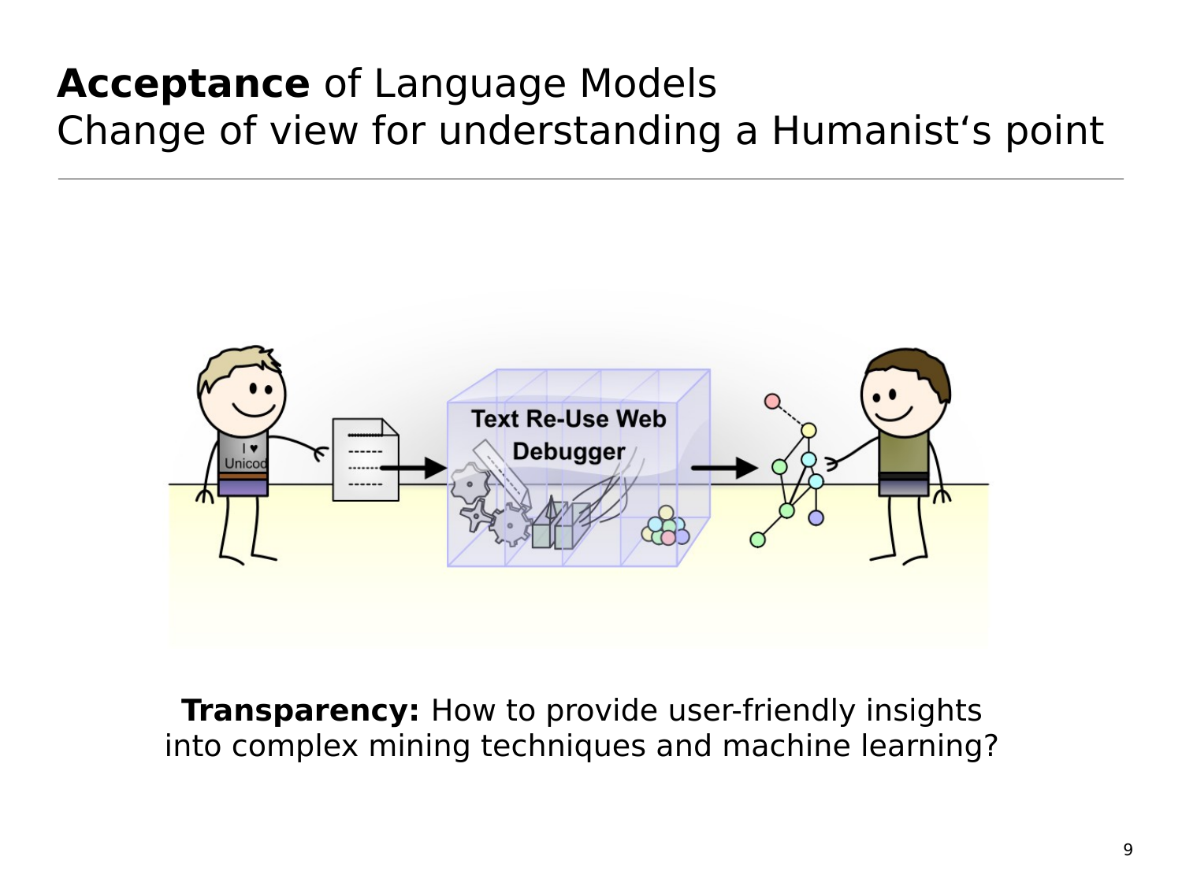# **Acceptance** of Language Models
Change of view for understanding a Humanist‘s point

**Transparency:** How to provide user-friendly insights into complex mining techniques and machine learning?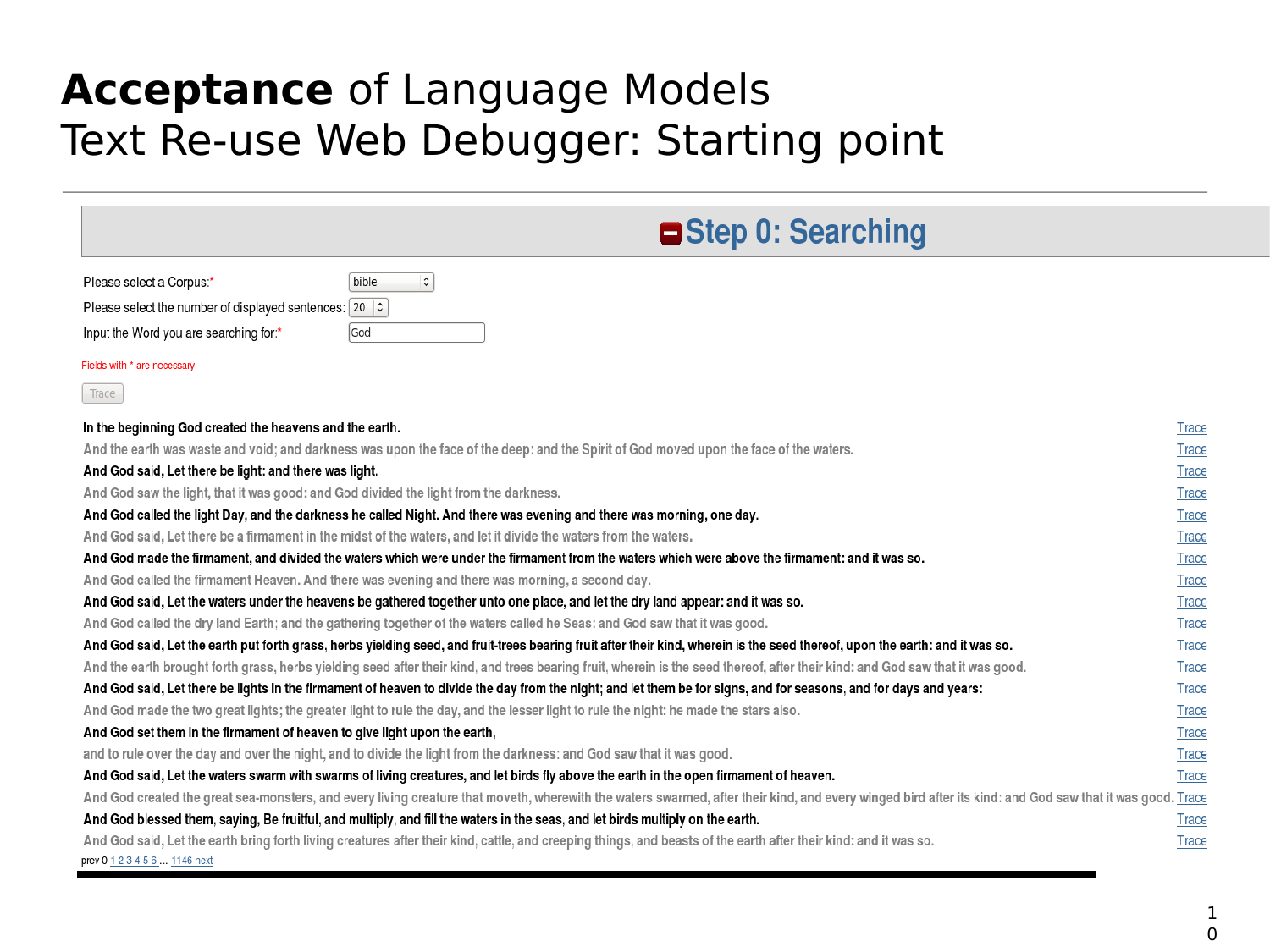# **Acceptance** of Language Models
# Text Re-use Web Debugger: Starting point

## Step 0: Searching

Please select a Corpus:* bible

Please select the number of displayed sentences: 20

Input the Word you are searching for:* God

Fields with * are necessary

Trace

| Sentence | |
|---|---|
| In the beginning God created the heavens and the earth. | Trace |
| And the earth was waste and void; and darkness was upon the face of the deep: and the Spirit of God moved upon the face of the waters. | Trace |
| And God said, Let there be light: and there was light. | Trace |
| And God saw the light, that it was good: and God divided the light from the darkness. | Trace |
| And God called the light Day, and the darkness he called Night. And there was evening and there was morning, one day. | Trace |
| And God said, Let there be a firmament in the midst of the waters, and let it divide the waters from the waters. | Trace |
| And God made the firmament, and divided the waters which were under the firmament from the waters which were above the firmament: and it was so. | Trace |
| And God called the firmament Heaven. And there was evening and there was morning, a second day. | Trace |
| And God said, Let the waters under the heavens be gathered together unto one place, and let the dry land appear: and it was so. | Trace |
| And God called the dry land Earth; and the gathering together of the waters called he Seas: and God saw that it was good. | Trace |
| And God said, Let the earth put forth grass, herbs yielding seed, and fruit-trees bearing fruit after their kind, wherein is the seed thereof, upon the earth: and it was so. | Trace |
| And the earth brought forth grass, herbs yielding seed after their kind, and trees bearing fruit, wherein is the seed thereof, after their kind: and God saw that it was good. | Trace |
| And God said, Let there be lights in the firmament of heaven to divide the day from the night; and let them be for signs, and for seasons, and for days and years: | Trace |
| And God made the two great lights; the greater light to rule the day, and the lesser light to rule the night: he made the stars also. | Trace |
| And God set them in the firmament of heaven to give light upon the earth, | Trace |
| and to rule over the day and over the night, and to divide the light from the darkness: and God saw that it was good. | Trace |
| And God said, Let the waters swarm with swarms of living creatures, and let birds fly above the earth in the open firmament of heaven. | Trace |
| And God created the great sea-monsters, and every living creature that moveth, wherewith the waters swarmed, after their kind, and every winged bird after its kind: and God saw that it was good. | Trace |
| And God blessed them, saying, Be fruitful, and multiply, and fill the waters in the seas, and let birds multiply on the earth. | Trace |
| And God said, Let the earth bring forth living creatures after their kind, cattle, and creeping things, and beasts of the earth after their kind: and it was so. | Trace |

prev 0 1 2 3 4 5 6 ... 1146 next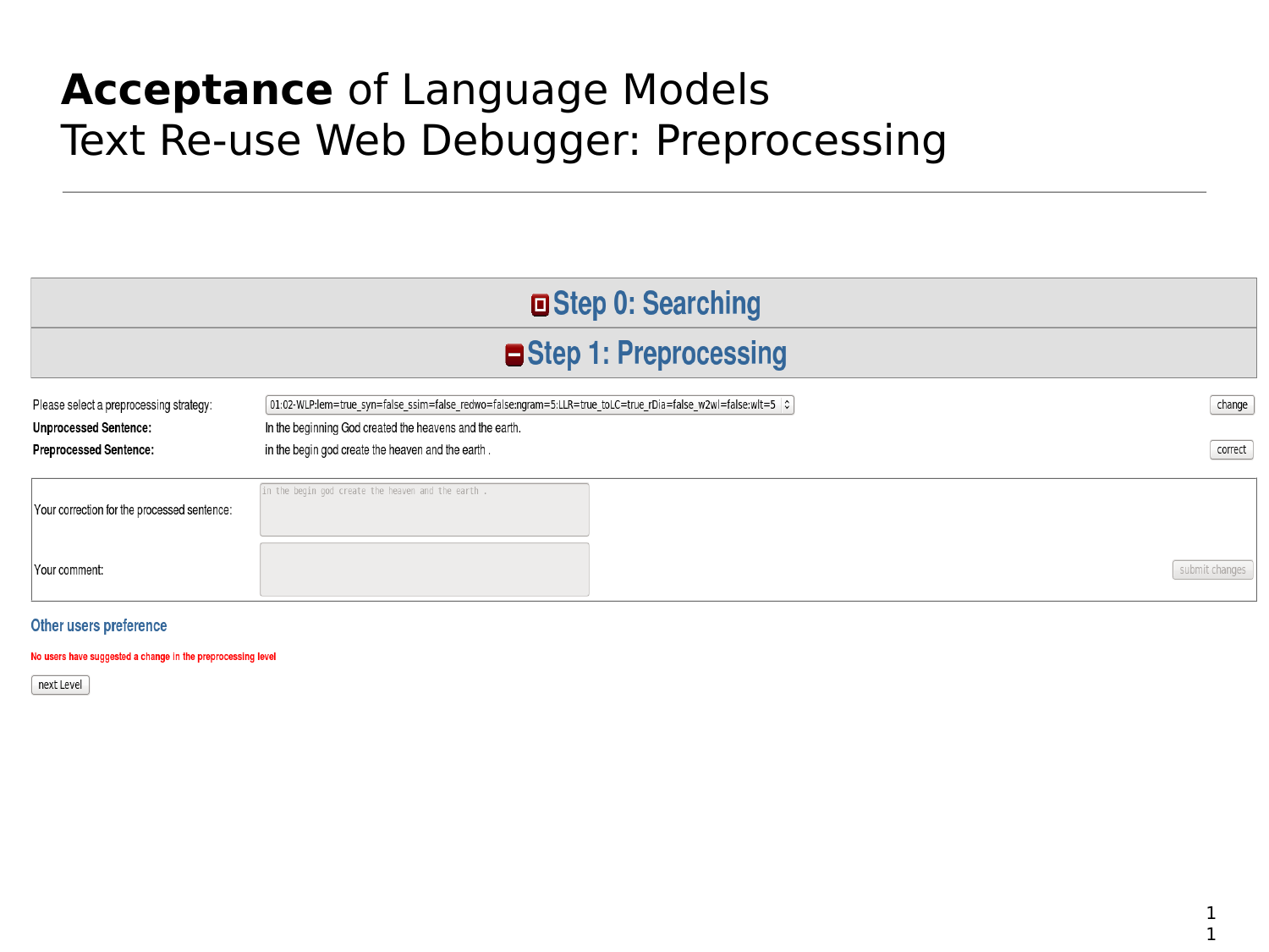# **Acceptance** of Language Models
# Text Re-use Web Debugger: Preprocessing

## Step 0: Searching

## Step 1: Preprocessing

Please select a preprocessing strategy: 01:02-WLP:lem=true_syn=false_ssim=false_redwo=false:ngram=5:LLR=true_toLC=true_rDia=false_w2wl=false:wlt=5 [change]

**Unprocessed Sentence:** In the beginning God created the heavens and the earth.

**Preprocessed Sentence:** in the begin god create the heaven and the earth . [correct]

Your correction for the processed sentence: in the begin god create the heaven and the earth .

Your comment:

[submit changes]

### Other users preference

No users have suggested a change in the preprocessing level

[next Level]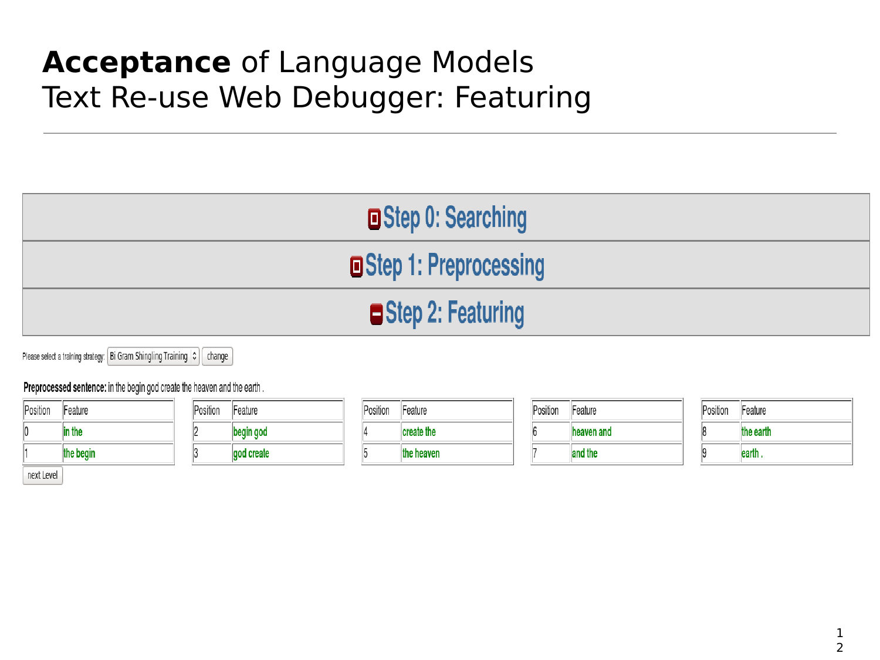# **Acceptance** of Language Models
# Text Re-use Web Debugger: Featuring

## Step 0: Searching

## Step 1: Preprocessing

## Step 2: Featuring

Please select a training strategy: Bi Gram Shingling Training change

**Preprocessed sentence:** in the begin god create the heaven and the earth .

| Position | Feature |
|---|---|
| 0 | in the |
| 1 | the begin |

| Position | Feature |
|---|---|
| 2 | begin god |
| 3 | god create |

| Position | Feature |
|---|---|
| 4 | create the |
| 5 | the heaven |

| Position | Feature |
|---|---|
| 6 | heaven and |
| 7 | and the |

| Position | Feature |
|---|---|
| 8 | the earth |
| 9 | earth . |

next Level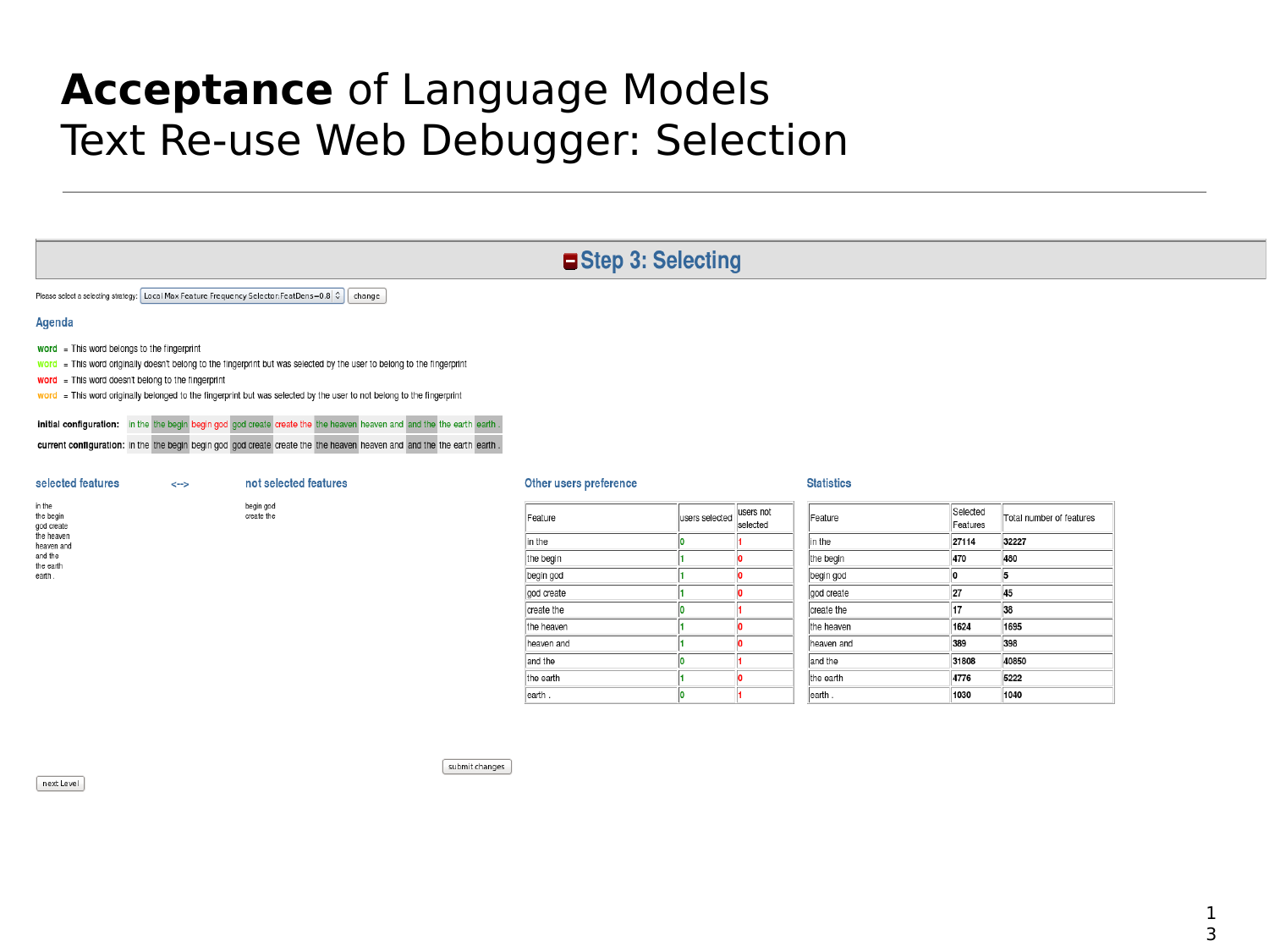# **Acceptance** of Language Models
# Text Re-use Web Debugger: Selection

## Step 3: Selecting

Please select a selecting strategy: Local Max Feature Frequency Selector:FeatDens=0.8 change

### Agenda

- word = This word belongs to the fingerprint
- word = This word originally doesn't belong to the fingerprint but was selected by the user to belong to the fingerprint
- word = This word doesn't belong to the fingerprint
- word = This word originally belonged to the fingerprint but was selected by the user to not belong to the fingerprint

**initial configuration:** in the | the begin | begin god | god create | create the | the heaven | heaven and | and the | the earth | earth .

**current configuration:** in the | the begin | begin god | god create | create the | the heaven | heaven and | and the | the earth | earth .

### selected features <--> not selected features

| selected features | not selected features |
|---|---|
| in the<br>the begin<br>god create<br>the heaven<br>heaven and<br>and the<br>the earth<br>earth . | begin god<br>create the |

### Other users preference

| Feature | users selected | users not selected |
|---|---|---|
| in the | 0 | 1 |
| the begin | 1 | 0 |
| begin god | 1 | 0 |
| god create | 1 | 0 |
| create the | 0 | 1 |
| the heaven | 1 | 0 |
| heaven and | 1 | 0 |
| and the | 0 | 1 |
| the earth | 1 | 0 |
| earth . | 0 | 1 |

### Statistics

| Feature | Selected Features | Total number of features |
|---|---|---|
| in the | 27114 | 32227 |
| the begin | 470 | 480 |
| begin god | 0 | 5 |
| god create | 27 | 45 |
| create the | 17 | 38 |
| the heaven | 1624 | 1695 |
| heaven and | 389 | 398 |
| and the | 31808 | 40850 |
| the earth | 4776 | 5222 |
| earth . | 1030 | 1040 |

submit changes

next Level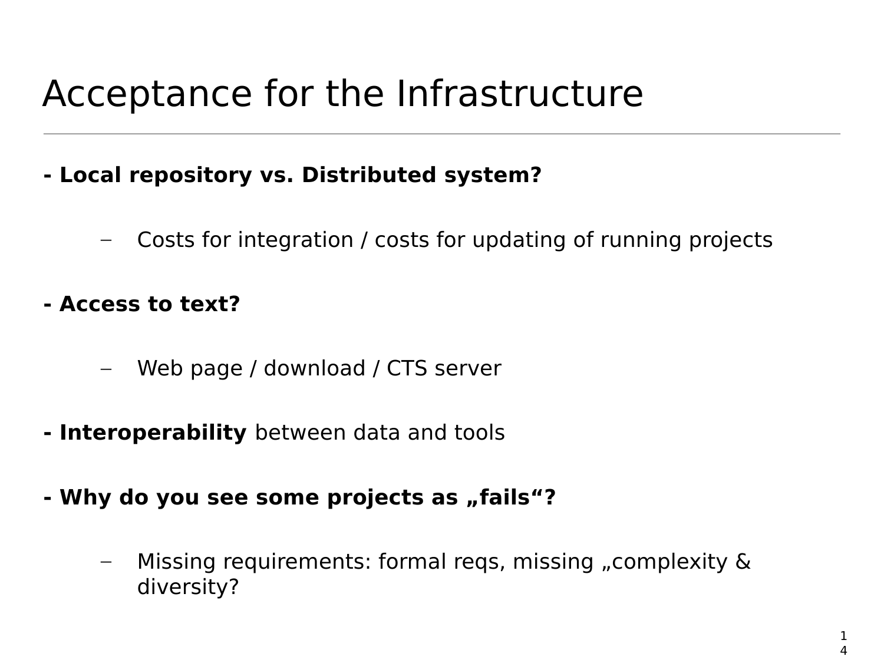# Acceptance for the Infrastructure

**- Local repository vs. Distributed system?**

- Costs for integration / costs for updating of running projects

**- Access to text?**

- Web page / download / CTS server

**- Interoperability** between data and tools

**- Why do you see some projects as „fails“?**

- Missing requirements: formal reqs, missing „complexity & diversity?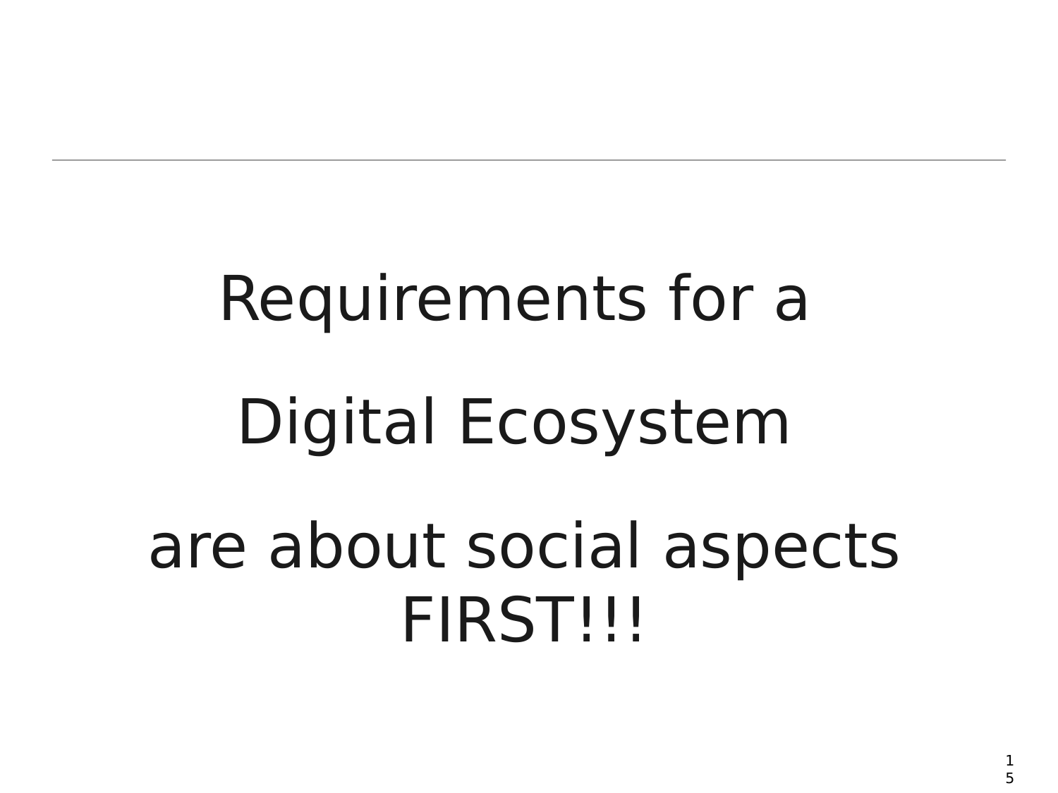Requirements for a

Digital Ecosystem

are about social aspects FIRST!!!